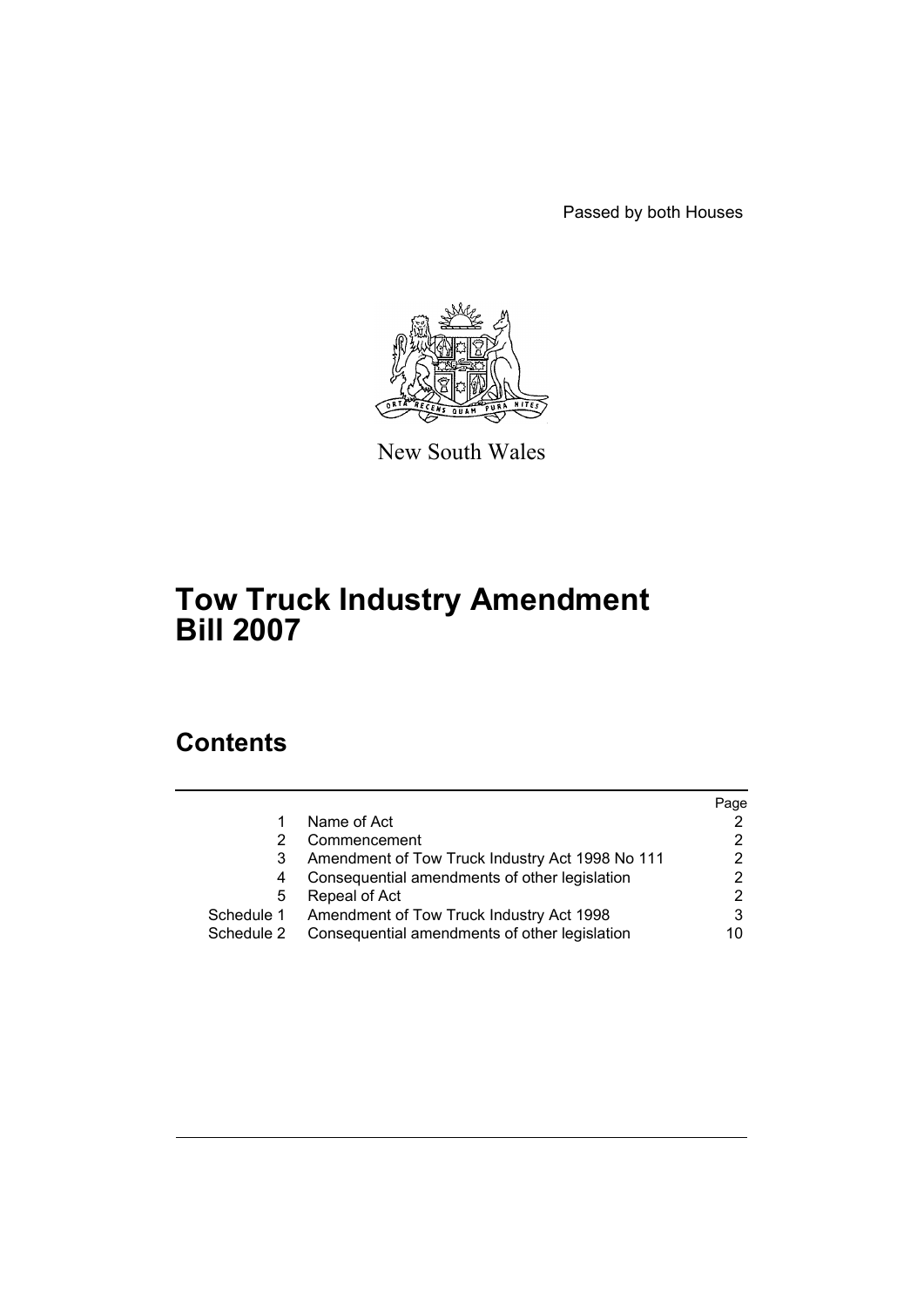Passed by both Houses

New South Wales

# Tow Truck Industry Amendment Bill 2007

## Contents

| | | Page |
|---|---|---|
| 1 | Name of Act | 2 |
| 2 | Commencement | 2 |
| 3 | Amendment of Tow Truck Industry Act 1998 No 111 | 2 |
| 4 | Consequential amendments of other legislation | 2 |
| 5 | Repeal of Act | 2 |
| Schedule 1 | Amendment of Tow Truck Industry Act 1998 | 3 |
| Schedule 2 | Consequential amendments of other legislation | 10 |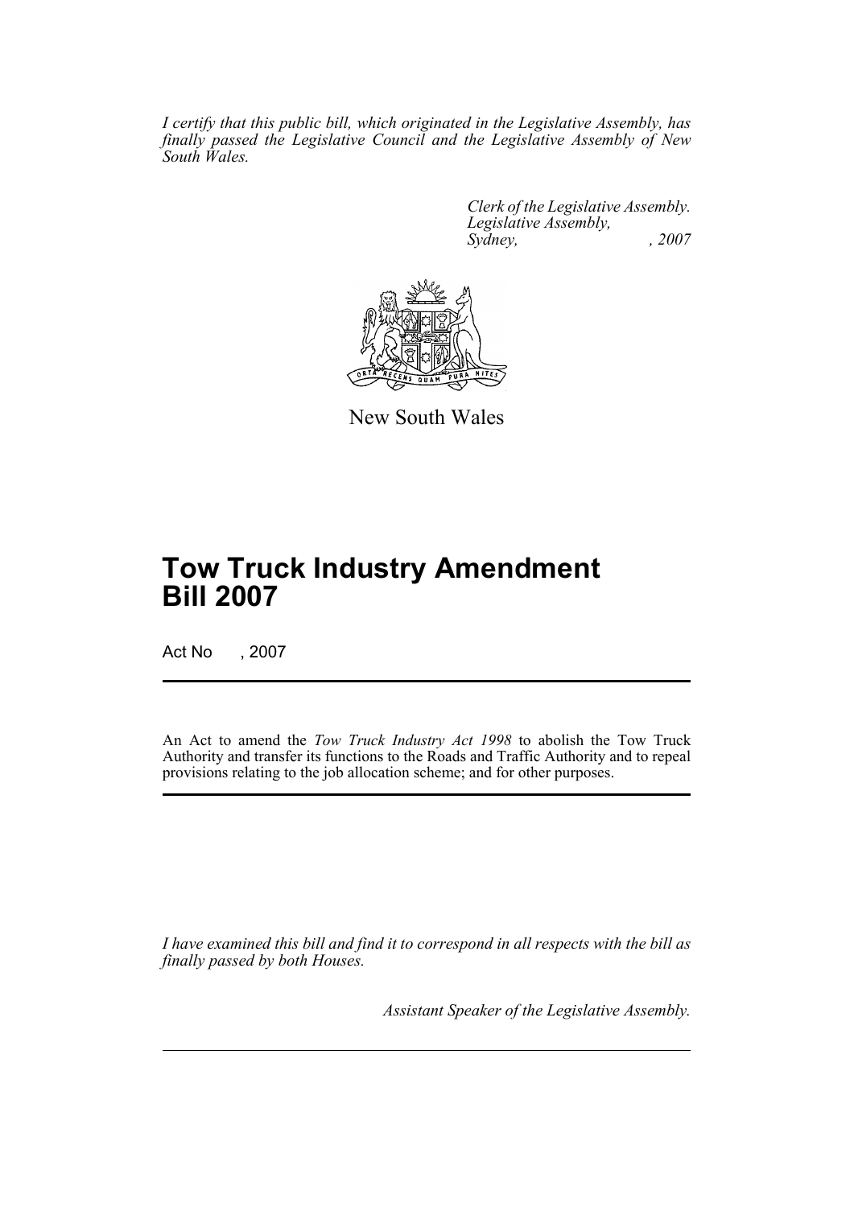*I certify that this public bill, which originated in the Legislative Assembly, has finally passed the Legislative Council and the Legislative Assembly of New South Wales.*

*Clerk of the Legislative Assembly.*
*Legislative Assembly,*
*Sydney, , 2007*

New South Wales

# Tow Truck Industry Amendment Bill 2007

Act No , 2007

An Act to amend the *Tow Truck Industry Act 1998* to abolish the Tow Truck Authority and transfer its functions to the Roads and Traffic Authority and to repeal provisions relating to the job allocation scheme; and for other purposes.

*I have examined this bill and find it to correspond in all respects with the bill as finally passed by both Houses.*

*Assistant Speaker of the Legislative Assembly.*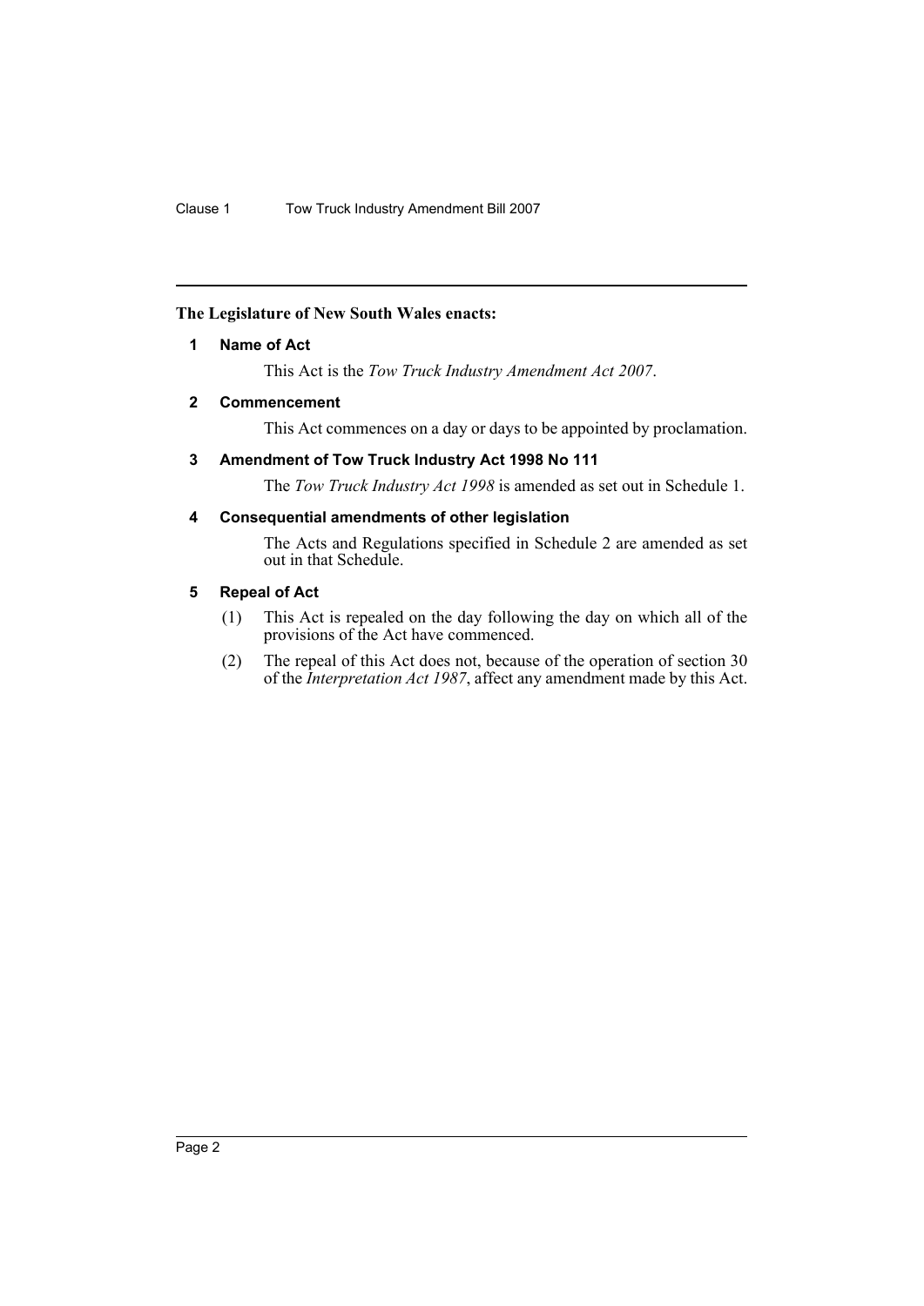**The Legislature of New South Wales enacts:**

## 1 Name of Act

This Act is the *Tow Truck Industry Amendment Act 2007*.

## 2 Commencement

This Act commences on a day or days to be appointed by proclamation.

## 3 Amendment of Tow Truck Industry Act 1998 No 111

The *Tow Truck Industry Act 1998* is amended as set out in Schedule 1.

## 4 Consequential amendments of other legislation

The Acts and Regulations specified in Schedule 2 are amended as set out in that Schedule.

## 5 Repeal of Act

(1) This Act is repealed on the day following the day on which all of the provisions of the Act have commenced.

(2) The repeal of this Act does not, because of the operation of section 30 of the *Interpretation Act 1987*, affect any amendment made by this Act.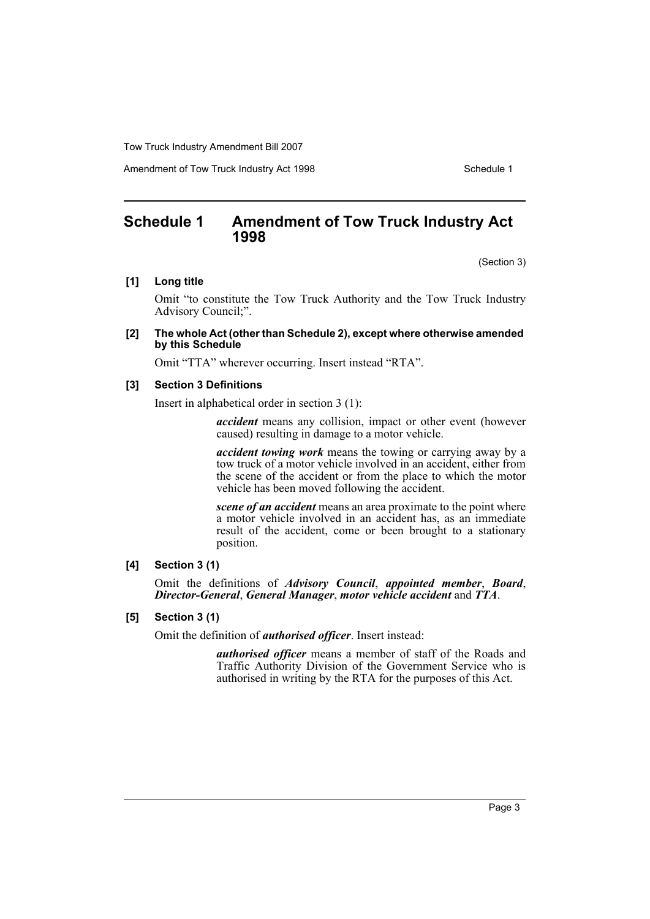## Schedule 1 Amendment of Tow Truck Industry Act 1998

(Section 3)

**[1] Long title**

Omit "to constitute the Tow Truck Authority and the Tow Truck Industry Advisory Council;".

**[2] The whole Act (other than Schedule 2), except where otherwise amended by this Schedule**

Omit "TTA" wherever occurring. Insert instead "RTA".

**[3] Section 3 Definitions**

Insert in alphabetical order in section 3 (1):

> ***accident*** means any collision, impact or other event (however caused) resulting in damage to a motor vehicle.
>
> ***accident towing work*** means the towing or carrying away by a tow truck of a motor vehicle involved in an accident, either from the scene of the accident or from the place to which the motor vehicle has been moved following the accident.
>
> ***scene of an accident*** means an area proximate to the point where a motor vehicle involved in an accident has, as an immediate result of the accident, come or been brought to a stationary position.

**[4] Section 3 (1)**

Omit the definitions of ***Advisory Council***, ***appointed member***, ***Board***, ***Director-General***, ***General Manager***, ***motor vehicle accident*** and ***TTA***.

**[5] Section 3 (1)**

Omit the definition of ***authorised officer***. Insert instead:

> ***authorised officer*** means a member of staff of the Roads and Traffic Authority Division of the Government Service who is authorised in writing by the RTA for the purposes of this Act.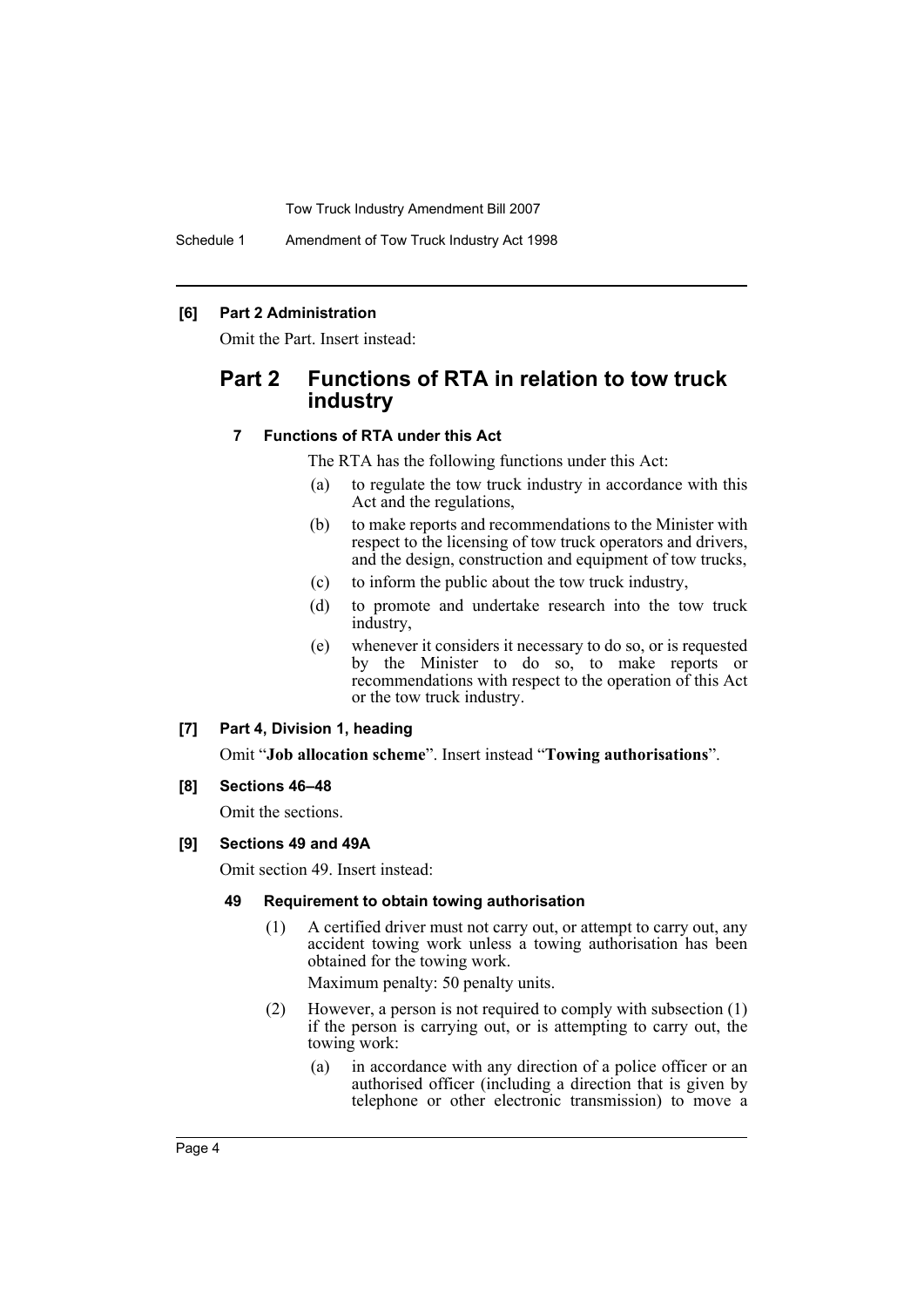**[6] Part 2 Administration**

Omit the Part. Insert instead:

## Part 2 Functions of RTA in relation to tow truck industry

### 7 Functions of RTA under this Act

The RTA has the following functions under this Act:

- (a) to regulate the tow truck industry in accordance with this Act and the regulations,
- (b) to make reports and recommendations to the Minister with respect to the licensing of tow truck operators and drivers, and the design, construction and equipment of tow trucks,
- (c) to inform the public about the tow truck industry,
- (d) to promote and undertake research into the tow truck industry,
- (e) whenever it considers it necessary to do so, or is requested by the Minister to do so, to make reports or recommendations with respect to the operation of this Act or the tow truck industry.

**[7] Part 4, Division 1, heading**

Omit "**Job allocation scheme**". Insert instead "**Towing authorisations**".

**[8] Sections 46–48**

Omit the sections.

**[9] Sections 49 and 49A**

Omit section 49. Insert instead:

### 49 Requirement to obtain towing authorisation

(1) A certified driver must not carry out, or attempt to carry out, any accident towing work unless a towing authorisation has been obtained for the towing work.

Maximum penalty: 50 penalty units.

(2) However, a person is not required to comply with subsection (1) if the person is carrying out, or is attempting to carry out, the towing work:

- (a) in accordance with any direction of a police officer or an authorised officer (including a direction that is given by telephone or other electronic transmission) to move a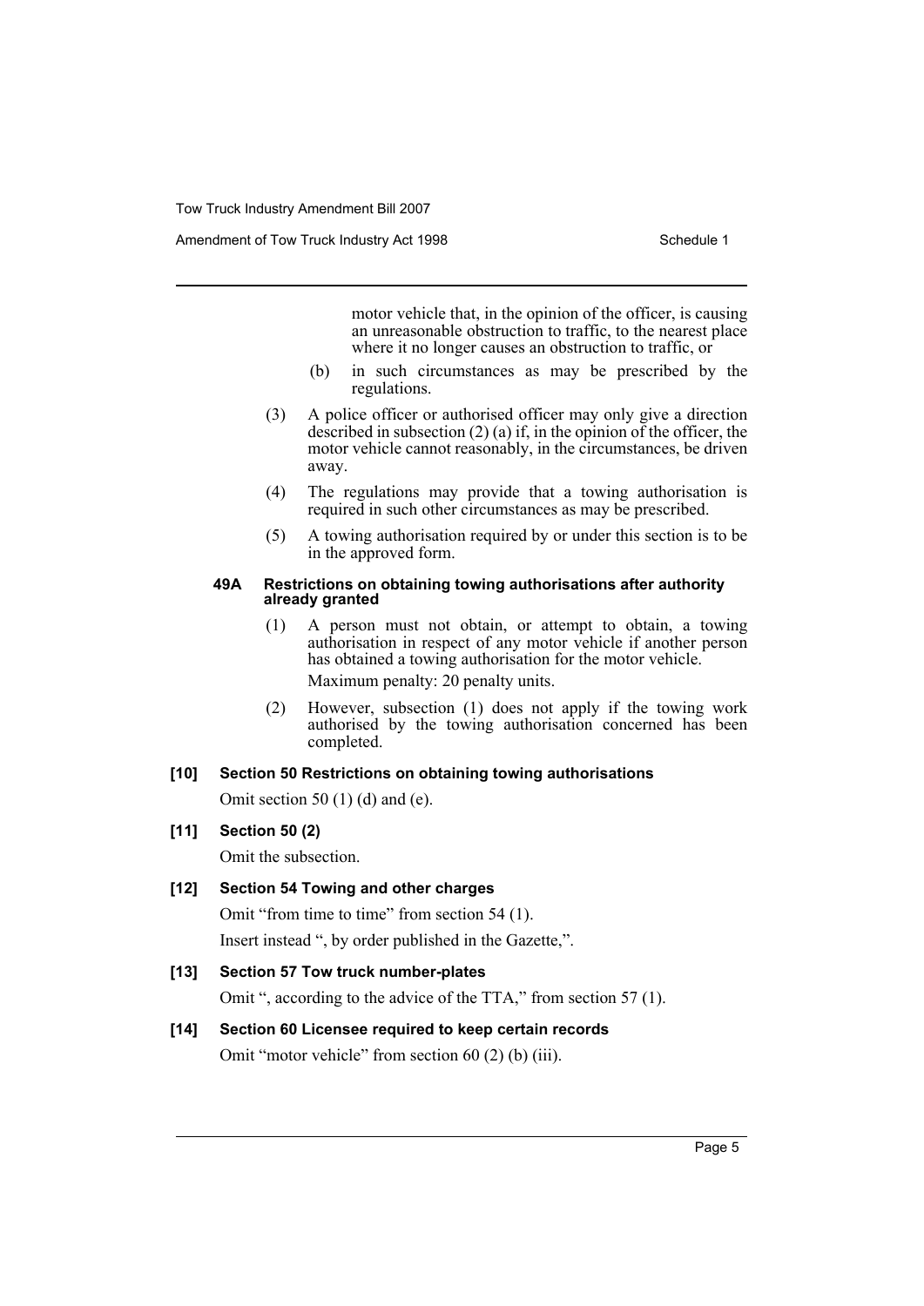motor vehicle that, in the opinion of the officer, is causing an unreasonable obstruction to traffic, to the nearest place where it no longer causes an obstruction to traffic, or

(b) in such circumstances as may be prescribed by the regulations.

(3) A police officer or authorised officer may only give a direction described in subsection (2) (a) if, in the opinion of the officer, the motor vehicle cannot reasonably, in the circumstances, be driven away.

(4) The regulations may provide that a towing authorisation is required in such other circumstances as may be prescribed.

(5) A towing authorisation required by or under this section is to be in the approved form.

#### 49A Restrictions on obtaining towing authorisations after authority already granted

(1) A person must not obtain, or attempt to obtain, a towing authorisation in respect of any motor vehicle if another person has obtained a towing authorisation for the motor vehicle.

Maximum penalty: 20 penalty units.

(2) However, subsection (1) does not apply if the towing work authorised by the towing authorisation concerned has been completed.

### [10] Section 50 Restrictions on obtaining towing authorisations

Omit section 50 (1) (d) and (e).

### [11] Section 50 (2)

Omit the subsection.

### [12] Section 54 Towing and other charges

Omit "from time to time" from section 54 (1).

Insert instead ", by order published in the Gazette,".

### [13] Section 57 Tow truck number-plates

Omit ", according to the advice of the TTA," from section 57 (1).

### [14] Section 60 Licensee required to keep certain records

Omit "motor vehicle" from section 60 (2) (b) (iii).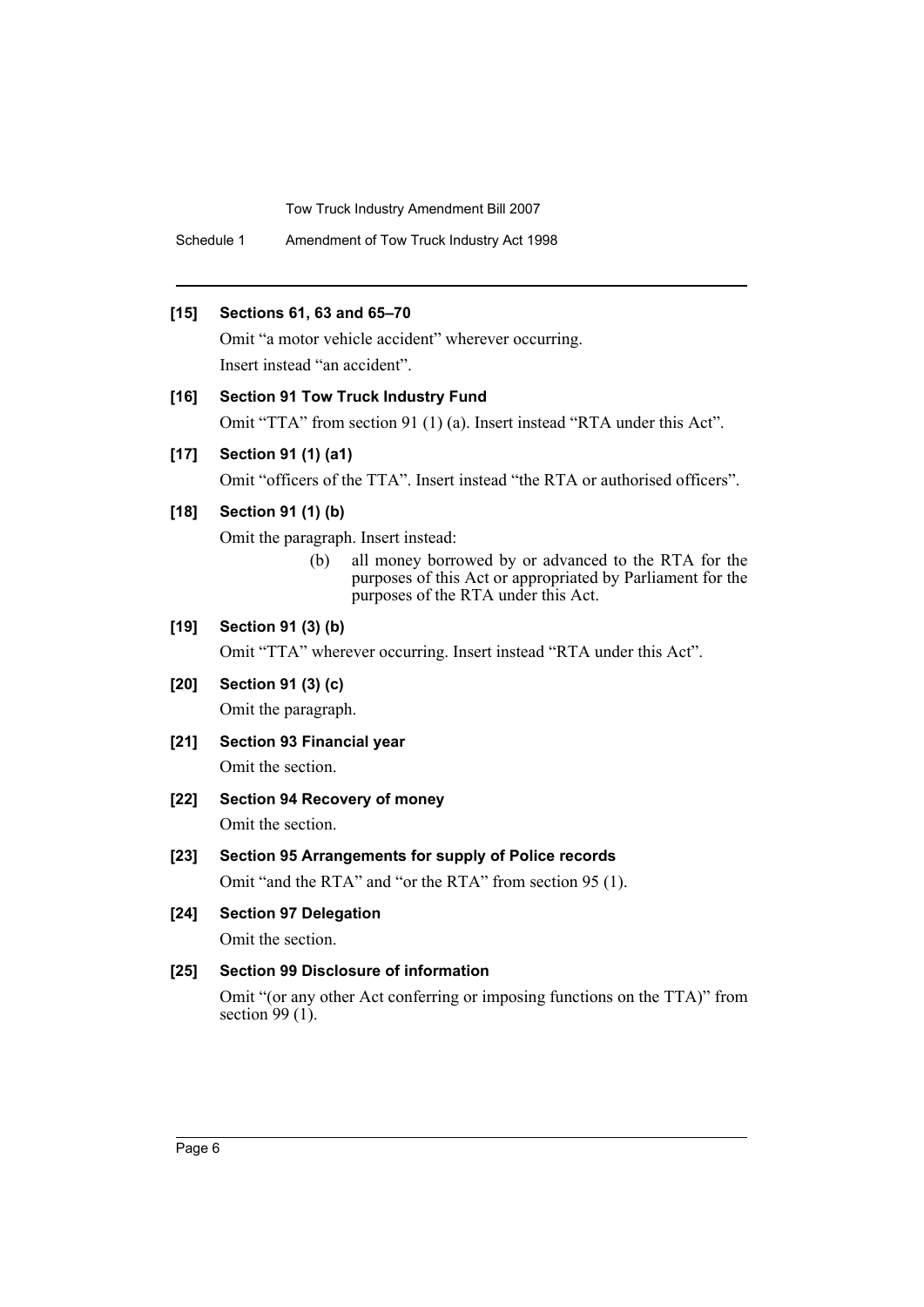**[15] Sections 61, 63 and 65–70**

Omit "a motor vehicle accident" wherever occurring.

Insert instead "an accident".

**[16] Section 91 Tow Truck Industry Fund**

Omit "TTA" from section 91 (1) (a). Insert instead "RTA under this Act".

**[17] Section 91 (1) (a1)**

Omit "officers of the TTA". Insert instead "the RTA or authorised officers".

**[18] Section 91 (1) (b)**

Omit the paragraph. Insert instead:

> (b) all money borrowed by or advanced to the RTA for the purposes of this Act or appropriated by Parliament for the purposes of the RTA under this Act.

**[19] Section 91 (3) (b)**

Omit "TTA" wherever occurring. Insert instead "RTA under this Act".

**[20] Section 91 (3) (c)**

Omit the paragraph.

**[21] Section 93 Financial year**

Omit the section.

**[22] Section 94 Recovery of money**

Omit the section.

**[23] Section 95 Arrangements for supply of Police records**

Omit "and the RTA" and "or the RTA" from section 95 (1).

**[24] Section 97 Delegation**

Omit the section.

**[25] Section 99 Disclosure of information**

Omit "(or any other Act conferring or imposing functions on the TTA)" from section 99 (1).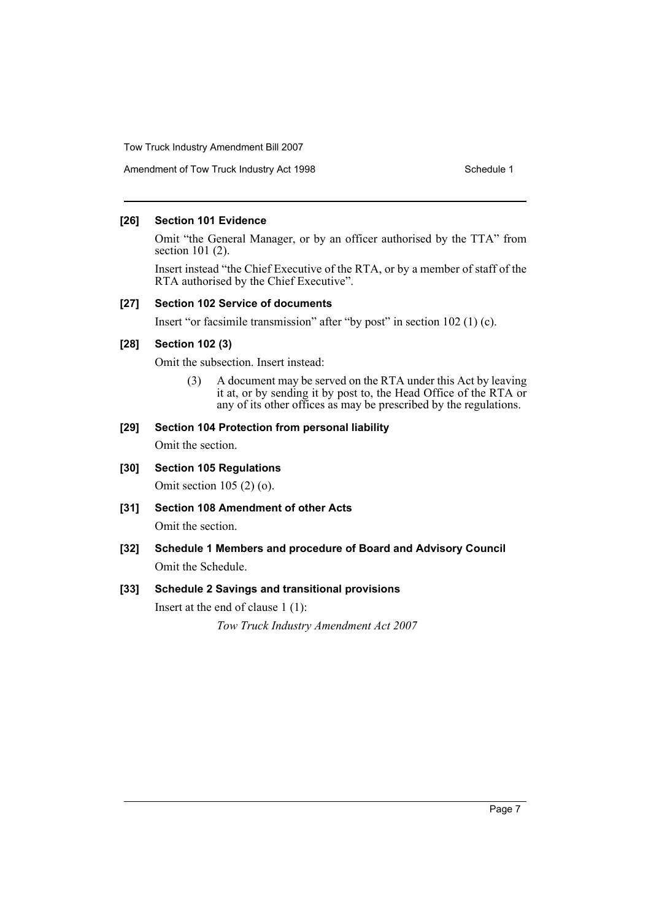**[26] Section 101 Evidence**

Omit "the General Manager, or by an officer authorised by the TTA" from section 101 (2).

Insert instead "the Chief Executive of the RTA, or by a member of staff of the RTA authorised by the Chief Executive".

**[27] Section 102 Service of documents**

Insert "or facsimile transmission" after "by post" in section 102 (1) (c).

**[28] Section 102 (3)**

Omit the subsection. Insert instead:

> (3) A document may be served on the RTA under this Act by leaving it at, or by sending it by post to, the Head Office of the RTA or any of its other offices as may be prescribed by the regulations.

**[29] Section 104 Protection from personal liability**

Omit the section.

**[30] Section 105 Regulations**

Omit section 105 (2) (o).

**[31] Section 108 Amendment of other Acts**

Omit the section.

**[32] Schedule 1 Members and procedure of Board and Advisory Council**

Omit the Schedule.

**[33] Schedule 2 Savings and transitional provisions**

Insert at the end of clause 1 (1):

*Tow Truck Industry Amendment Act 2007*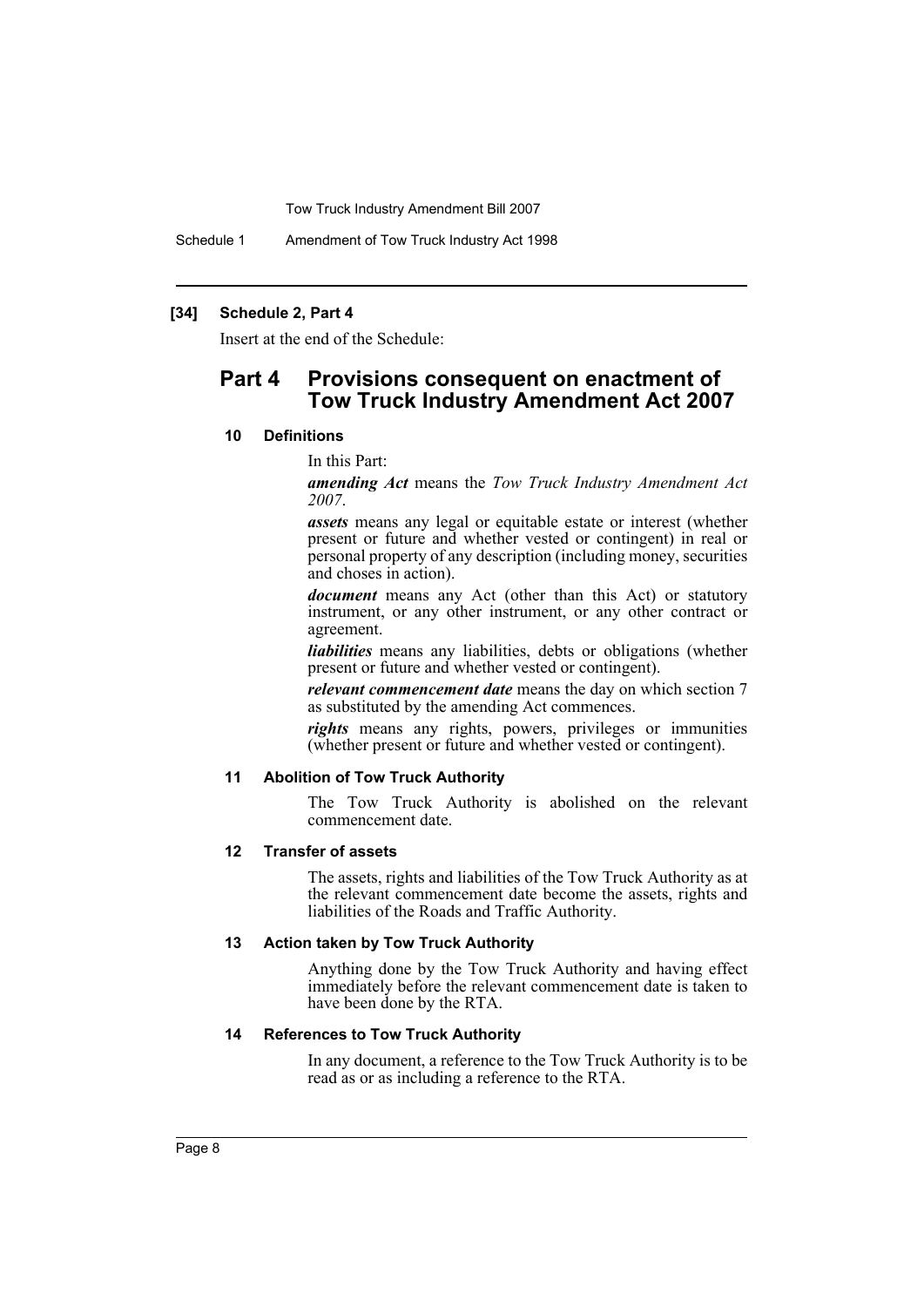**[34] Schedule 2, Part 4**

Insert at the end of the Schedule:

## Part 4 Provisions consequent on enactment of Tow Truck Industry Amendment Act 2007

### 10 Definitions

In this Part:

***amending Act*** means the *Tow Truck Industry Amendment Act 2007*.

***assets*** means any legal or equitable estate or interest (whether present or future and whether vested or contingent) in real or personal property of any description (including money, securities and choses in action).

***document*** means any Act (other than this Act) or statutory instrument, or any other instrument, or any other contract or agreement.

***liabilities*** means any liabilities, debts or obligations (whether present or future and whether vested or contingent).

***relevant commencement date*** means the day on which section 7 as substituted by the amending Act commences.

***rights*** means any rights, powers, privileges or immunities (whether present or future and whether vested or contingent).

### 11 Abolition of Tow Truck Authority

The Tow Truck Authority is abolished on the relevant commencement date.

### 12 Transfer of assets

The assets, rights and liabilities of the Tow Truck Authority as at the relevant commencement date become the assets, rights and liabilities of the Roads and Traffic Authority.

### 13 Action taken by Tow Truck Authority

Anything done by the Tow Truck Authority and having effect immediately before the relevant commencement date is taken to have been done by the RTA.

### 14 References to Tow Truck Authority

In any document, a reference to the Tow Truck Authority is to be read as or as including a reference to the RTA.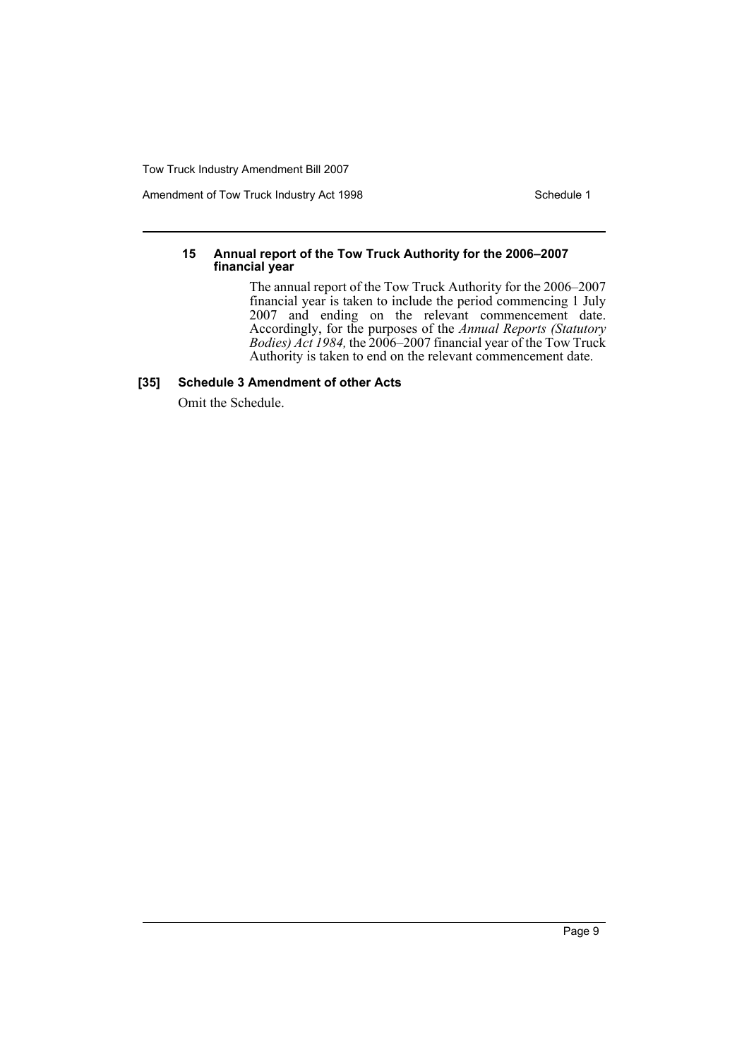#### 15 Annual report of the Tow Truck Authority for the 2006–2007 financial year

The annual report of the Tow Truck Authority for the 2006–2007 financial year is taken to include the period commencing 1 July 2007 and ending on the relevant commencement date. Accordingly, for the purposes of the *Annual Reports (Statutory Bodies) Act 1984,* the 2006–2007 financial year of the Tow Truck Authority is taken to end on the relevant commencement date.

### [35] Schedule 3 Amendment of other Acts

Omit the Schedule.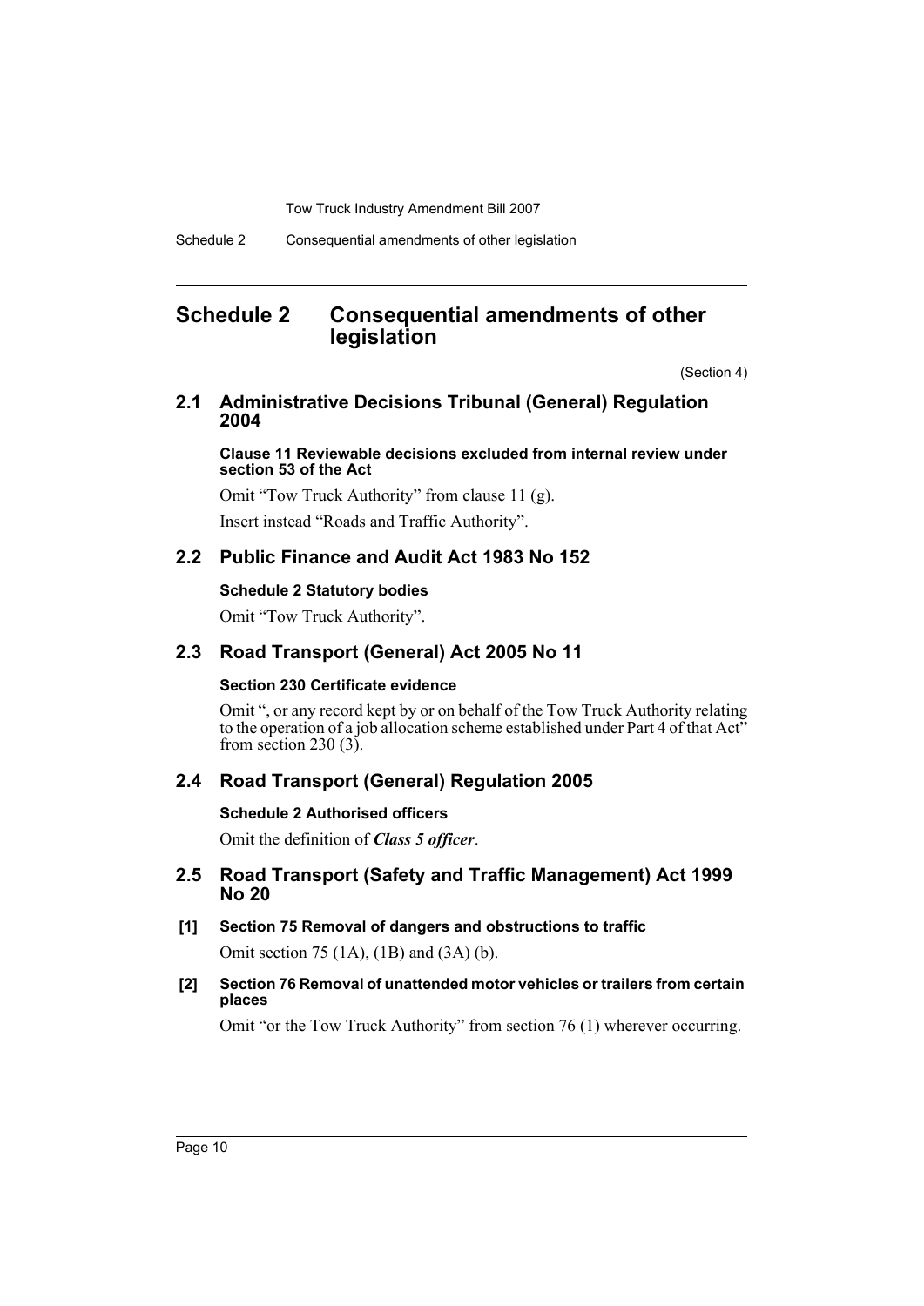# Schedule 2 Consequential amendments of other legislation

(Section 4)

## 2.1 Administrative Decisions Tribunal (General) Regulation 2004

**Clause 11 Reviewable decisions excluded from internal review under section 53 of the Act**

Omit "Tow Truck Authority" from clause 11 (g).

Insert instead "Roads and Traffic Authority".

## 2.2 Public Finance and Audit Act 1983 No 152

**Schedule 2 Statutory bodies**

Omit "Tow Truck Authority".

## 2.3 Road Transport (General) Act 2005 No 11

**Section 230 Certificate evidence**

Omit ", or any record kept by or on behalf of the Tow Truck Authority relating to the operation of a job allocation scheme established under Part 4 of that Act" from section 230 (3).

## 2.4 Road Transport (General) Regulation 2005

**Schedule 2 Authorised officers**

Omit the definition of ***Class 5 officer***.

## 2.5 Road Transport (Safety and Traffic Management) Act 1999 No 20

**[1] Section 75 Removal of dangers and obstructions to traffic**

Omit section 75 (1A), (1B) and (3A) (b).

**[2] Section 76 Removal of unattended motor vehicles or trailers from certain places**

Omit "or the Tow Truck Authority" from section 76 (1) wherever occurring.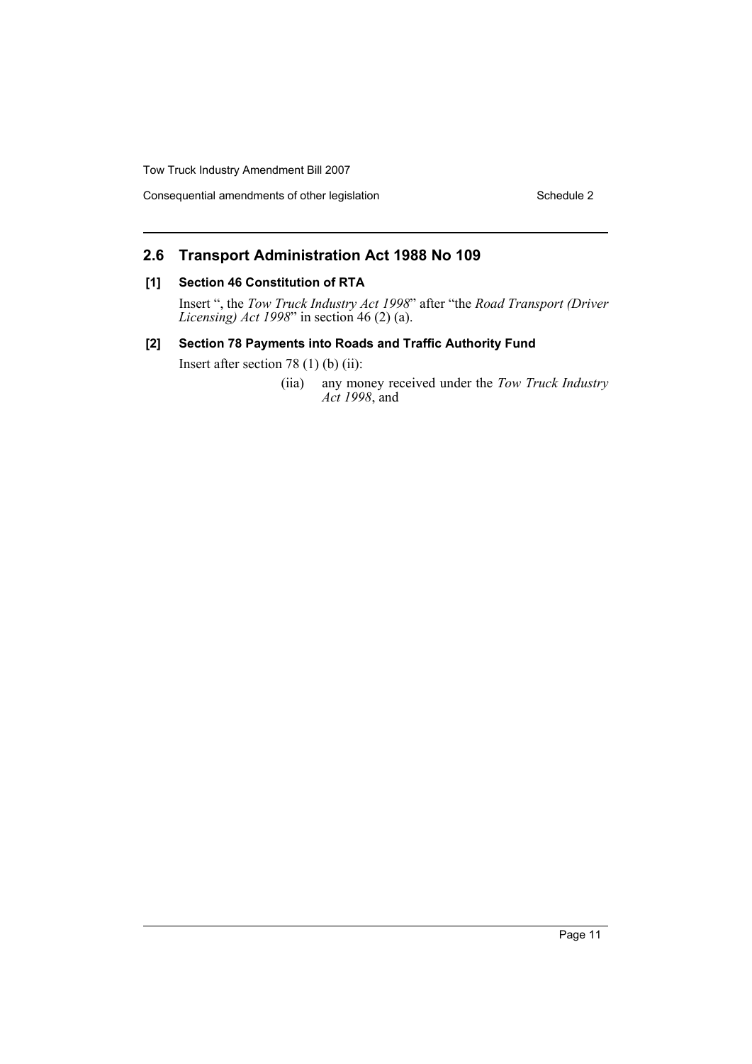## 2.6 Transport Administration Act 1988 No 109

### [1] Section 46 Constitution of RTA

Insert ", the *Tow Truck Industry Act 1998*" after "the *Road Transport (Driver Licensing) Act 1998*" in section 46 (2) (a).

### [2] Section 78 Payments into Roads and Traffic Authority Fund

Insert after section 78 (1) (b) (ii):

> (iia) any money received under the *Tow Truck Industry Act 1998*, and